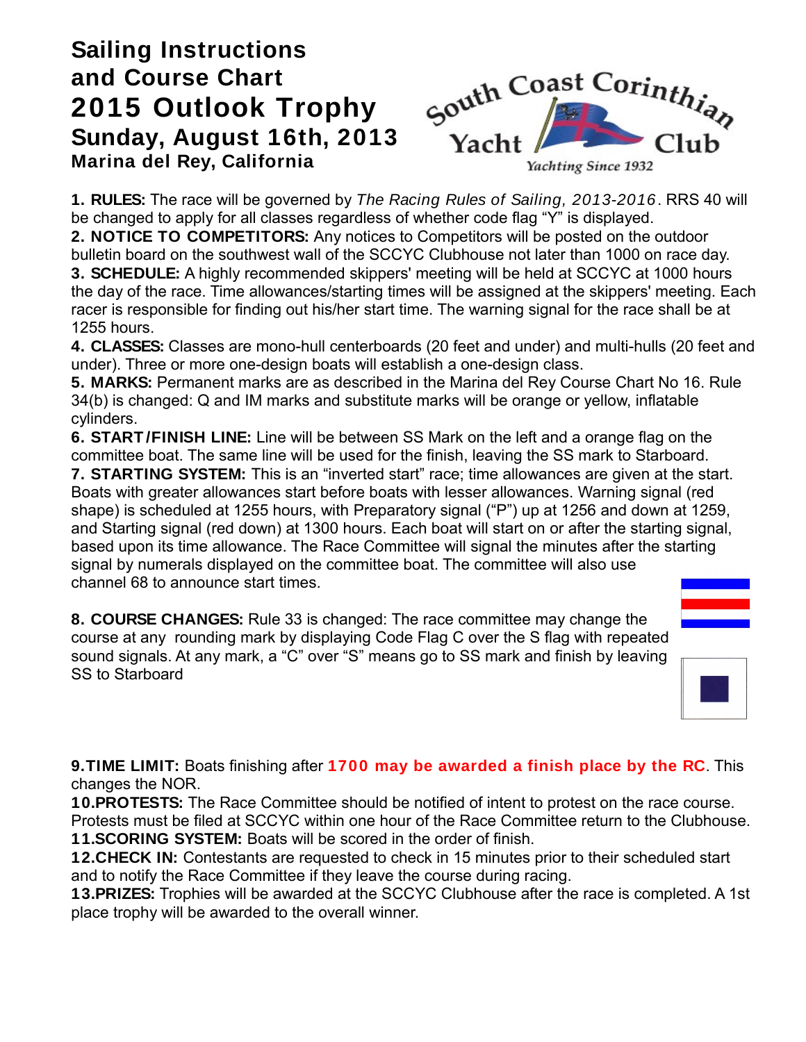# Sailing Instructions and Course Chart

# 2015 Outlook Trophy

## Sunday, August 16th, 2013

### Marina del Rey, California

South Coast Corinthian Yacht Club

Yachting Since 1932

**1. RULES:** The race will be governed by *The Racing Rules of Sailing, 2013-2016*. RRS 40 will be changed to apply for all classes regardless of whether code flag "Y" is displayed.

**2. NOTICE TO COMPETITORS:** Any notices to Competitors will be posted on the outdoor bulletin board on the southwest wall of the SCCYC Clubhouse not later than 1000 on race day.

**3. SCHEDULE:** A highly recommended skippers' meeting will be held at SCCYC at 1000 hours the day of the race. Time allowances/starting times will be assigned at the skippers' meeting. Each racer is responsible for finding out his/her start time. The warning signal for the race shall be at 1255 hours.

**4. CLASSES:** Classes are mono-hull centerboards (20 feet and under) and multi-hulls (20 feet and under). Three or more one-design boats will establish a one-design class.

**5. MARKS:** Permanent marks are as described in the Marina del Rey Course Chart No 16. Rule 34(b) is changed: Q and IM marks and substitute marks will be orange or yellow, inflatable cylinders.

**6. START/FINISH LINE:** Line will be between SS Mark on the left and a orange flag on the committee boat. The same line will be used for the finish, leaving the SS mark to Starboard.

**7. STARTING SYSTEM:** This is an "inverted start" race; time allowances are given at the start. Boats with greater allowances start before boats with lesser allowances. Warning signal (red shape) is scheduled at 1255 hours, with Preparatory signal ("P") up at 1256 and down at 1259, and Starting signal (red down) at 1300 hours. Each boat will start on or after the starting signal, based upon its time allowance. The Race Committee will signal the minutes after the starting signal by numerals displayed on the committee boat. The committee will also use channel 68 to announce start times.

**8. COURSE CHANGES:** Rule 33 is changed: The race committee may change the course at any rounding mark by displaying Code Flag C over the S flag with repeated sound signals. At any mark, a "C" over "S" means go to SS mark and finish by leaving SS to Starboard

**9.TIME LIMIT:** Boats finishing after **1700 may be awarded a finish place by the RC**. This changes the NOR.

**10.PROTESTS:** The Race Committee should be notified of intent to protest on the race course. Protests must be filed at SCCYC within one hour of the Race Committee return to the Clubhouse.

**11.SCORING SYSTEM:** Boats will be scored in the order of finish.

**12.CHECK IN:** Contestants are requested to check in 15 minutes prior to their scheduled start and to notify the Race Committee if they leave the course during racing.

**13.PRIZES:** Trophies will be awarded at the SCCYC Clubhouse after the race is completed. A 1st place trophy will be awarded to the overall winner.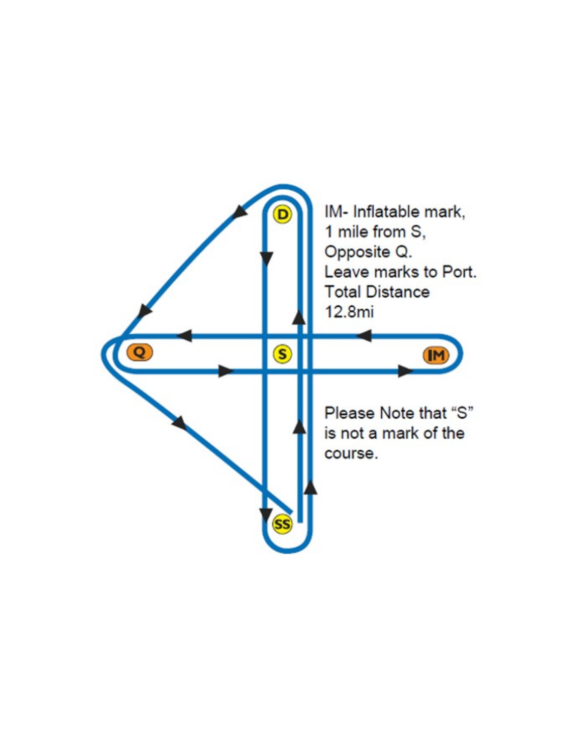D

IM- Inflatable mark,
1 mile from S,
Opposite Q.
Leave marks to Port.
Total Distance
12.8mi

Q

S

IM

Please Note that "S"
is not a mark of the
course.

SS